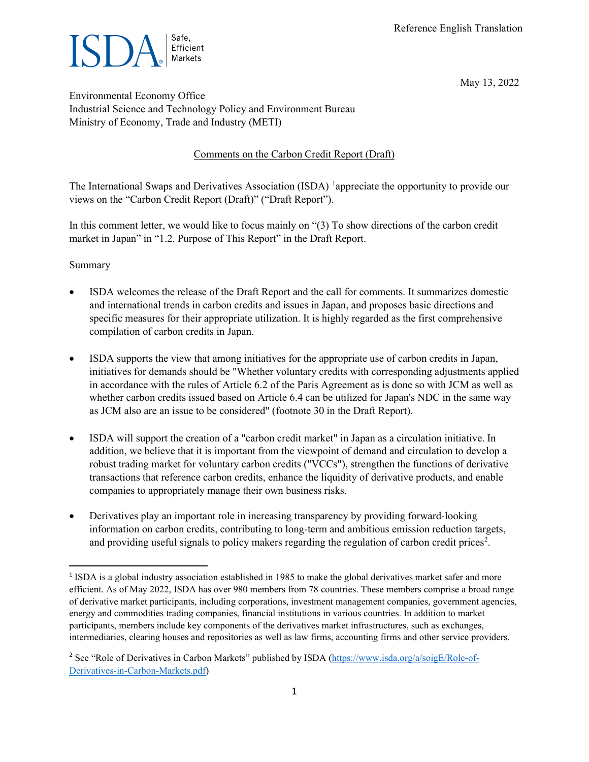Reference English Translation

ISDA Safe, Efficient Markets

May 13, 2022

Environmental Economy Office
Industrial Science and Technology Policy and Environment Bureau
Ministry of Economy, Trade and Industry (METI)

Comments on the Carbon Credit Report (Draft)

The International Swaps and Derivatives Association (ISDA) [1]appreciate the opportunity to provide our views on the "Carbon Credit Report (Draft)" ("Draft Report").

In this comment letter, we would like to focus mainly on "(3) To show directions of the carbon credit market in Japan" in "1.2. Purpose of This Report" in the Draft Report.

Summary

- ISDA welcomes the release of the Draft Report and the call for comments. It summarizes domestic and international trends in carbon credits and issues in Japan, and proposes basic directions and specific measures for their appropriate utilization. It is highly regarded as the first comprehensive compilation of carbon credits in Japan.
- ISDA supports the view that among initiatives for the appropriate use of carbon credits in Japan, initiatives for demands should be "Whether voluntary credits with corresponding adjustments applied in accordance with the rules of Article 6.2 of the Paris Agreement as is done so with JCM as well as whether carbon credits issued based on Article 6.4 can be utilized for Japan's NDC in the same way as JCM also are an issue to be considered" (footnote 30 in the Draft Report).
- ISDA will support the creation of a "carbon credit market" in Japan as a circulation initiative. In addition, we believe that it is important from the viewpoint of demand and circulation to develop a robust trading market for voluntary carbon credits ("VCCs"), strengthen the functions of derivative transactions that reference carbon credits, enhance the liquidity of derivative products, and enable companies to appropriately manage their own business risks.
- Derivatives play an important role in increasing transparency by providing forward-looking information on carbon credits, contributing to long-term and ambitious emission reduction targets, and providing useful signals to policy makers regarding the regulation of carbon credit prices[2].

[1] ISDA is a global industry association established in 1985 to make the global derivatives market safer and more efficient. As of May 2022, ISDA has over 980 members from 78 countries. These members comprise a broad range of derivative market participants, including corporations, investment management companies, government agencies, energy and commodities trading companies, financial institutions in various countries. In addition to market participants, members include key components of the derivatives market infrastructures, such as exchanges, intermediaries, clearing houses and repositories as well as law firms, accounting firms and other service providers.

[2] See "Role of Derivatives in Carbon Markets" published by ISDA (https://www.isda.org/a/soigE/Role-of-Derivatives-in-Carbon-Markets.pdf)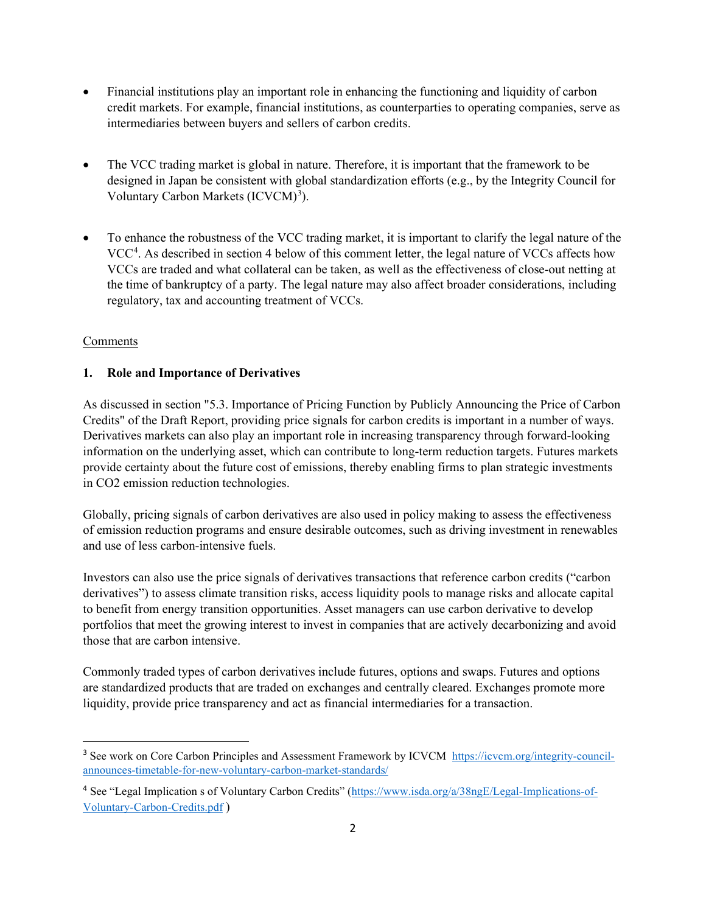- Financial institutions play an important role in enhancing the functioning and liquidity of carbon credit markets. For example, financial institutions, as counterparties to operating companies, serve as intermediaries between buyers and sellers of carbon credits.

- The VCC trading market is global in nature. Therefore, it is important that the framework to be designed in Japan be consistent with global standardization efforts (e.g., by the Integrity Council for Voluntary Carbon Markets (ICVCM)[3]).

- To enhance the robustness of the VCC trading market, it is important to clarify the legal nature of the VCC[4]. As described in section 4 below of this comment letter, the legal nature of VCCs affects how VCCs are traded and what collateral can be taken, as well as the effectiveness of close-out netting at the time of bankruptcy of a party. The legal nature may also affect broader considerations, including regulatory, tax and accounting treatment of VCCs.

<u>Comments</u>

**1. Role and Importance of Derivatives**

As discussed in section "5.3. Importance of Pricing Function by Publicly Announcing the Price of Carbon Credits" of the Draft Report, providing price signals for carbon credits is important in a number of ways. Derivatives markets can also play an important role in increasing transparency through forward-looking information on the underlying asset, which can contribute to long-term reduction targets. Futures markets provide certainty about the future cost of emissions, thereby enabling firms to plan strategic investments in CO2 emission reduction technologies.

Globally, pricing signals of carbon derivatives are also used in policy making to assess the effectiveness of emission reduction programs and ensure desirable outcomes, such as driving investment in renewables and use of less carbon-intensive fuels.

Investors can also use the price signals of derivatives transactions that reference carbon credits ("carbon derivatives") to assess climate transition risks, access liquidity pools to manage risks and allocate capital to benefit from energy transition opportunities. Asset managers can use carbon derivative to develop portfolios that meet the growing interest to invest in companies that are actively decarbonizing and avoid those that are carbon intensive.

Commonly traded types of carbon derivatives include futures, options and swaps. Futures and options are standardized products that are traded on exchanges and centrally cleared. Exchanges promote more liquidity, provide price transparency and act as financial intermediaries for a transaction.

---

[3] See work on Core Carbon Principles and Assessment Framework by ICVCM https://icvcm.org/integrity-council-announces-timetable-for-new-voluntary-carbon-market-standards/

[4] See "Legal Implication s of Voluntary Carbon Credits" (https://www.isda.org/a/38ngE/Legal-Implications-of-Voluntary-Carbon-Credits.pdf )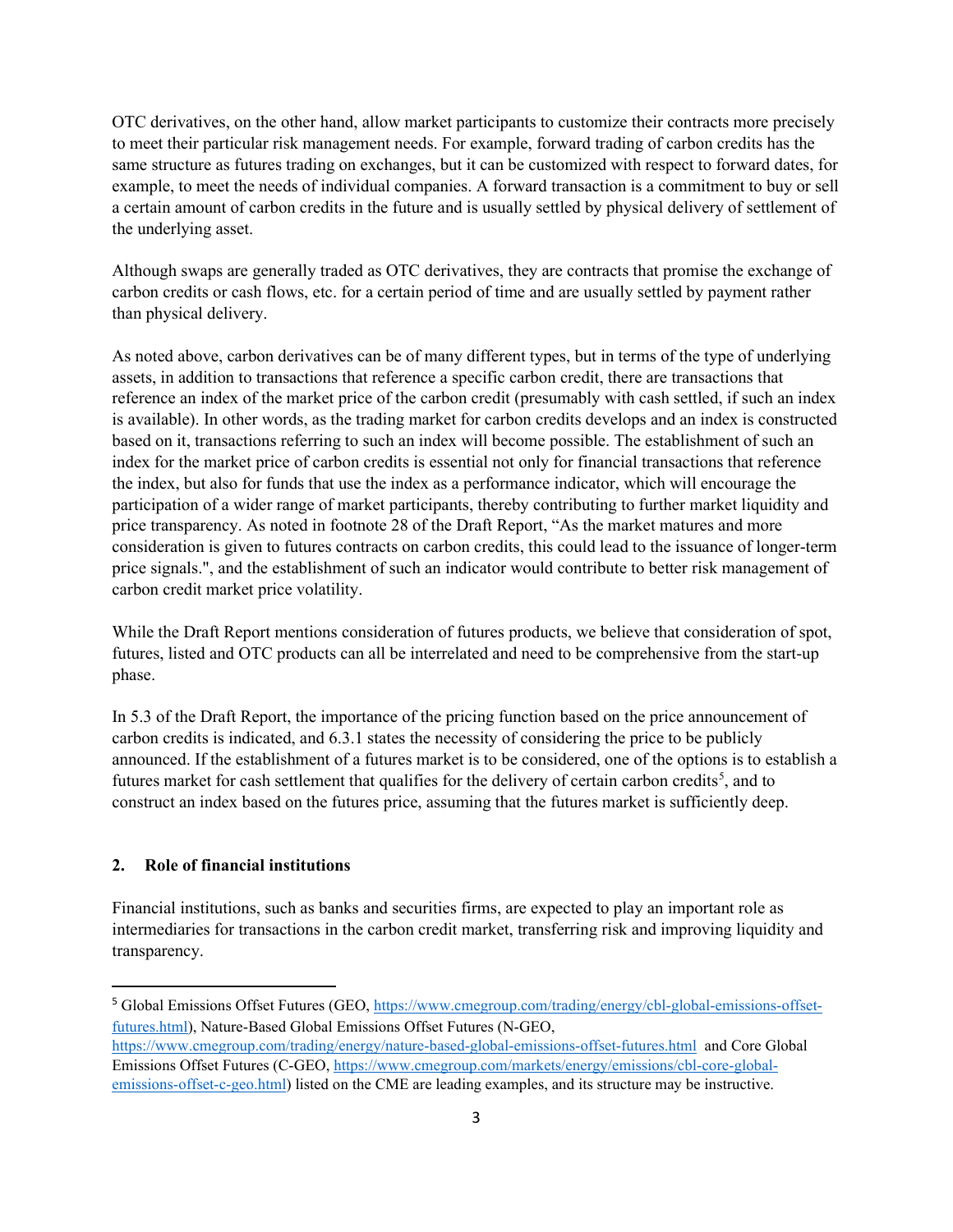OTC derivatives, on the other hand, allow market participants to customize their contracts more precisely to meet their particular risk management needs. For example, forward trading of carbon credits has the same structure as futures trading on exchanges, but it can be customized with respect to forward dates, for example, to meet the needs of individual companies. A forward transaction is a commitment to buy or sell a certain amount of carbon credits in the future and is usually settled by physical delivery of settlement of the underlying asset.

Although swaps are generally traded as OTC derivatives, they are contracts that promise the exchange of carbon credits or cash flows, etc. for a certain period of time and are usually settled by payment rather than physical delivery.

As noted above, carbon derivatives can be of many different types, but in terms of the type of underlying assets, in addition to transactions that reference a specific carbon credit, there are transactions that reference an index of the market price of the carbon credit (presumably with cash settled, if such an index is available). In other words, as the trading market for carbon credits develops and an index is constructed based on it, transactions referring to such an index will become possible. The establishment of such an index for the market price of carbon credits is essential not only for financial transactions that reference the index, but also for funds that use the index as a performance indicator, which will encourage the participation of a wider range of market participants, thereby contributing to further market liquidity and price transparency. As noted in footnote 28 of the Draft Report, "As the market matures and more consideration is given to futures contracts on carbon credits, this could lead to the issuance of longer-term price signals.", and the establishment of such an indicator would contribute to better risk management of carbon credit market price volatility.

While the Draft Report mentions consideration of futures products, we believe that consideration of spot, futures, listed and OTC products can all be interrelated and need to be comprehensive from the start-up phase.

In 5.3 of the Draft Report, the importance of the pricing function based on the price announcement of carbon credits is indicated, and 6.3.1 states the necessity of considering the price to be publicly announced. If the establishment of a futures market is to be considered, one of the options is to establish a futures market for cash settlement that qualifies for the delivery of certain carbon credits[5], and to construct an index based on the futures price, assuming that the futures market is sufficiently deep.

## 2. Role of financial institutions

Financial institutions, such as banks and securities firms, are expected to play an important role as intermediaries for transactions in the carbon credit market, transferring risk and improving liquidity and transparency.

---

[5] Global Emissions Offset Futures (GEO, https://www.cmegroup.com/trading/energy/cbl-global-emissions-offset-futures.html), Nature-Based Global Emissions Offset Futures (N-GEO, https://www.cmegroup.com/trading/energy/nature-based-global-emissions-offset-futures.html and Core Global Emissions Offset Futures (C-GEO, https://www.cmegroup.com/markets/energy/emissions/cbl-core-global-emissions-offset-c-geo.html) listed on the CME are leading examples, and its structure may be instructive.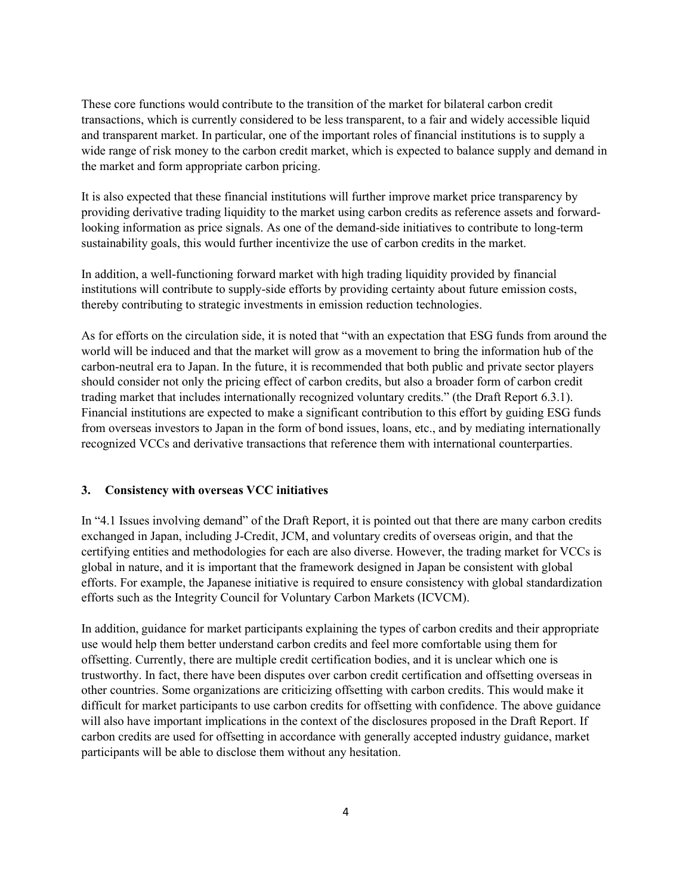These core functions would contribute to the transition of the market for bilateral carbon credit transactions, which is currently considered to be less transparent, to a fair and widely accessible liquid and transparent market. In particular, one of the important roles of financial institutions is to supply a wide range of risk money to the carbon credit market, which is expected to balance supply and demand in the market and form appropriate carbon pricing.

It is also expected that these financial institutions will further improve market price transparency by providing derivative trading liquidity to the market using carbon credits as reference assets and forward-looking information as price signals. As one of the demand-side initiatives to contribute to long-term sustainability goals, this would further incentivize the use of carbon credits in the market.

In addition, a well-functioning forward market with high trading liquidity provided by financial institutions will contribute to supply-side efforts by providing certainty about future emission costs, thereby contributing to strategic investments in emission reduction technologies.

As for efforts on the circulation side, it is noted that "with an expectation that ESG funds from around the world will be induced and that the market will grow as a movement to bring the information hub of the carbon-neutral era to Japan. In the future, it is recommended that both public and private sector players should consider not only the pricing effect of carbon credits, but also a broader form of carbon credit trading market that includes internationally recognized voluntary credits." (the Draft Report 6.3.1). Financial institutions are expected to make a significant contribution to this effort by guiding ESG funds from overseas investors to Japan in the form of bond issues, loans, etc., and by mediating internationally recognized VCCs and derivative transactions that reference them with international counterparties.

### 3. Consistency with overseas VCC initiatives

In "4.1 Issues involving demand" of the Draft Report, it is pointed out that there are many carbon credits exchanged in Japan, including J-Credit, JCM, and voluntary credits of overseas origin, and that the certifying entities and methodologies for each are also diverse. However, the trading market for VCCs is global in nature, and it is important that the framework designed in Japan be consistent with global efforts. For example, the Japanese initiative is required to ensure consistency with global standardization efforts such as the Integrity Council for Voluntary Carbon Markets (ICVCM).

In addition, guidance for market participants explaining the types of carbon credits and their appropriate use would help them better understand carbon credits and feel more comfortable using them for offsetting. Currently, there are multiple credit certification bodies, and it is unclear which one is trustworthy. In fact, there have been disputes over carbon credit certification and offsetting overseas in other countries. Some organizations are criticizing offsetting with carbon credits. This would make it difficult for market participants to use carbon credits for offsetting with confidence. The above guidance will also have important implications in the context of the disclosures proposed in the Draft Report. If carbon credits are used for offsetting in accordance with generally accepted industry guidance, market participants will be able to disclose them without any hesitation.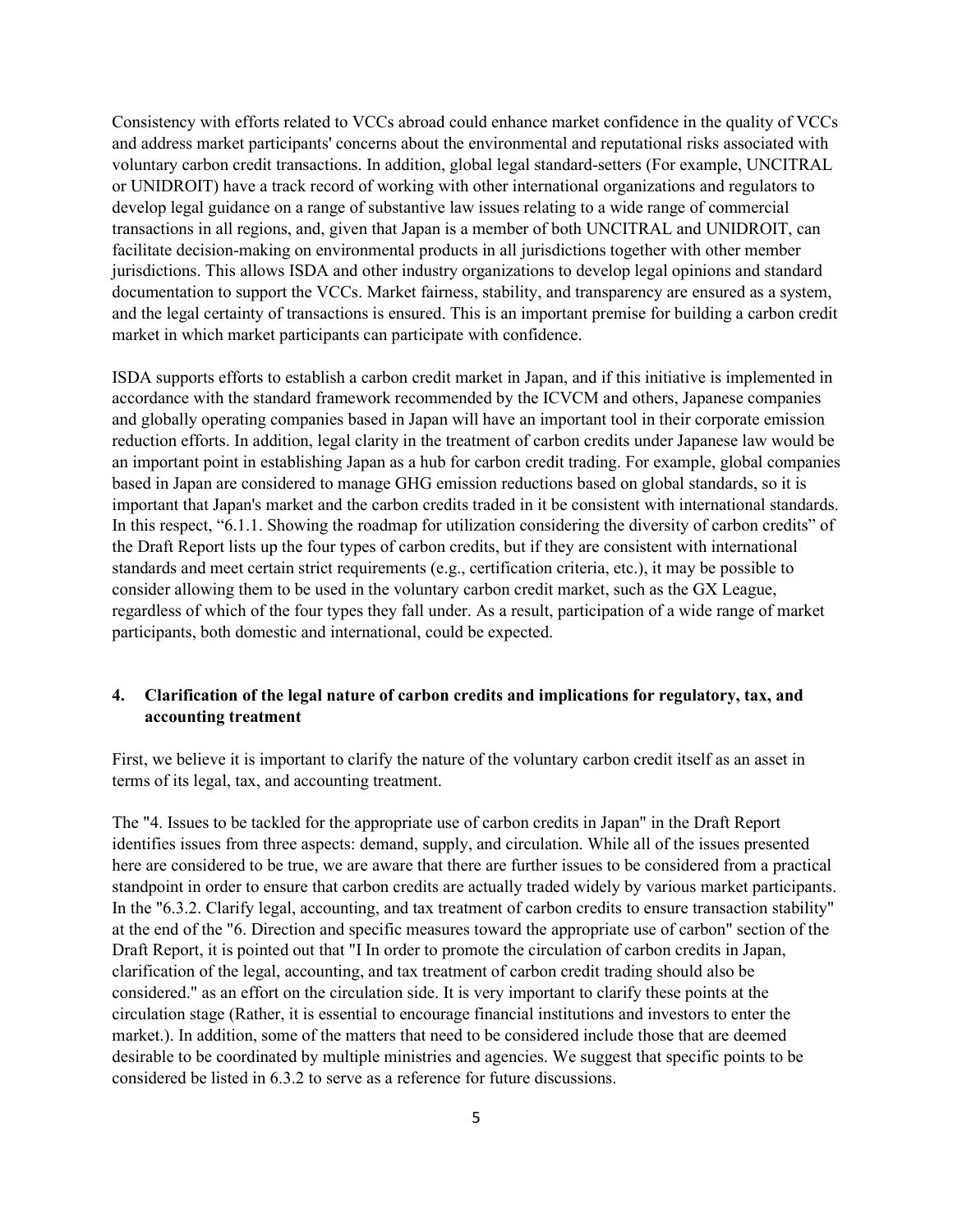Consistency with efforts related to VCCs abroad could enhance market confidence in the quality of VCCs and address market participants' concerns about the environmental and reputational risks associated with voluntary carbon credit transactions. In addition, global legal standard-setters (For example, UNCITRAL or UNIDROIT) have a track record of working with other international organizations and regulators to develop legal guidance on a range of substantive law issues relating to a wide range of commercial transactions in all regions, and, given that Japan is a member of both UNCITRAL and UNIDROIT, can facilitate decision-making on environmental products in all jurisdictions together with other member jurisdictions. This allows ISDA and other industry organizations to develop legal opinions and standard documentation to support the VCCs. Market fairness, stability, and transparency are ensured as a system, and the legal certainty of transactions is ensured. This is an important premise for building a carbon credit market in which market participants can participate with confidence.

ISDA supports efforts to establish a carbon credit market in Japan, and if this initiative is implemented in accordance with the standard framework recommended by the ICVCM and others, Japanese companies and globally operating companies based in Japan will have an important tool in their corporate emission reduction efforts. In addition, legal clarity in the treatment of carbon credits under Japanese law would be an important point in establishing Japan as a hub for carbon credit trading. For example, global companies based in Japan are considered to manage GHG emission reductions based on global standards, so it is important that Japan's market and the carbon credits traded in it be consistent with international standards. In this respect, "6.1.1. Showing the roadmap for utilization considering the diversity of carbon credits" of the Draft Report lists up the four types of carbon credits, but if they are consistent with international standards and meet certain strict requirements (e.g., certification criteria, etc.), it may be possible to consider allowing them to be used in the voluntary carbon credit market, such as the GX League, regardless of which of the four types they fall under. As a result, participation of a wide range of market participants, both domestic and international, could be expected.

## 4. Clarification of the legal nature of carbon credits and implications for regulatory, tax, and accounting treatment

First, we believe it is important to clarify the nature of the voluntary carbon credit itself as an asset in terms of its legal, tax, and accounting treatment.

The "4. Issues to be tackled for the appropriate use of carbon credits in Japan" in the Draft Report identifies issues from three aspects: demand, supply, and circulation. While all of the issues presented here are considered to be true, we are aware that there are further issues to be considered from a practical standpoint in order to ensure that carbon credits are actually traded widely by various market participants. In the "6.3.2. Clarify legal, accounting, and tax treatment of carbon credits to ensure transaction stability" at the end of the "6. Direction and specific measures toward the appropriate use of carbon" section of the Draft Report, it is pointed out that "I In order to promote the circulation of carbon credits in Japan, clarification of the legal, accounting, and tax treatment of carbon credit trading should also be considered." as an effort on the circulation side. It is very important to clarify these points at the circulation stage (Rather, it is essential to encourage financial institutions and investors to enter the market.). In addition, some of the matters that need to be considered include those that are deemed desirable to be coordinated by multiple ministries and agencies. We suggest that specific points to be considered be listed in 6.3.2 to serve as a reference for future discussions.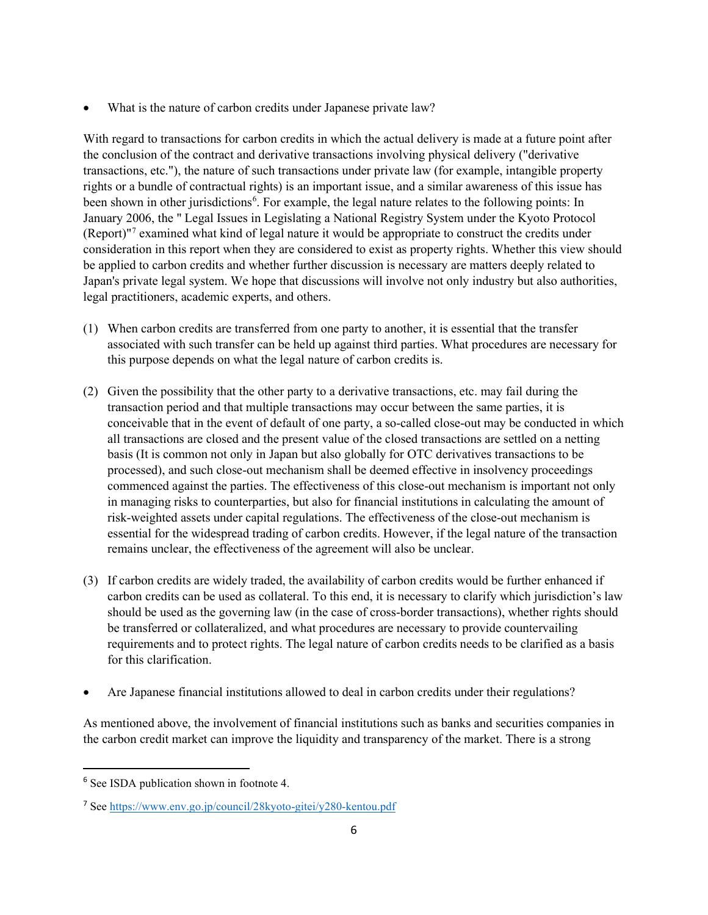- What is the nature of carbon credits under Japanese private law?

With regard to transactions for carbon credits in which the actual delivery is made at a future point after the conclusion of the contract and derivative transactions involving physical delivery ("derivative transactions, etc."), the nature of such transactions under private law (for example, intangible property rights or a bundle of contractual rights) is an important issue, and a similar awareness of this issue has been shown in other jurisdictions[6]. For example, the legal nature relates to the following points: In January 2006, the " Legal Issues in Legislating a National Registry System under the Kyoto Protocol (Report)"[7] examined what kind of legal nature it would be appropriate to construct the credits under consideration in this report when they are considered to exist as property rights. Whether this view should be applied to carbon credits and whether further discussion is necessary are matters deeply related to Japan's private legal system. We hope that discussions will involve not only industry but also authorities, legal practitioners, academic experts, and others.

(1) When carbon credits are transferred from one party to another, it is essential that the transfer associated with such transfer can be held up against third parties. What procedures are necessary for this purpose depends on what the legal nature of carbon credits is.

(2) Given the possibility that the other party to a derivative transactions, etc. may fail during the transaction period and that multiple transactions may occur between the same parties, it is conceivable that in the event of default of one party, a so-called close-out may be conducted in which all transactions are closed and the present value of the closed transactions are settled on a netting basis (It is common not only in Japan but also globally for OTC derivatives transactions to be processed), and such close-out mechanism shall be deemed effective in insolvency proceedings commenced against the parties. The effectiveness of this close-out mechanism is important not only in managing risks to counterparties, but also for financial institutions in calculating the amount of risk-weighted assets under capital regulations. The effectiveness of the close-out mechanism is essential for the widespread trading of carbon credits. However, if the legal nature of the transaction remains unclear, the effectiveness of the agreement will also be unclear.

(3) If carbon credits are widely traded, the availability of carbon credits would be further enhanced if carbon credits can be used as collateral. To this end, it is necessary to clarify which jurisdiction's law should be used as the governing law (in the case of cross-border transactions), whether rights should be transferred or collateralized, and what procedures are necessary to provide countervailing requirements and to protect rights. The legal nature of carbon credits needs to be clarified as a basis for this clarification.

- Are Japanese financial institutions allowed to deal in carbon credits under their regulations?

As mentioned above, the involvement of financial institutions such as banks and securities companies in the carbon credit market can improve the liquidity and transparency of the market. There is a strong

[6] See ISDA publication shown in footnote 4.

[7] See https://www.env.go.jp/council/28kyoto-gitei/y280-kentou.pdf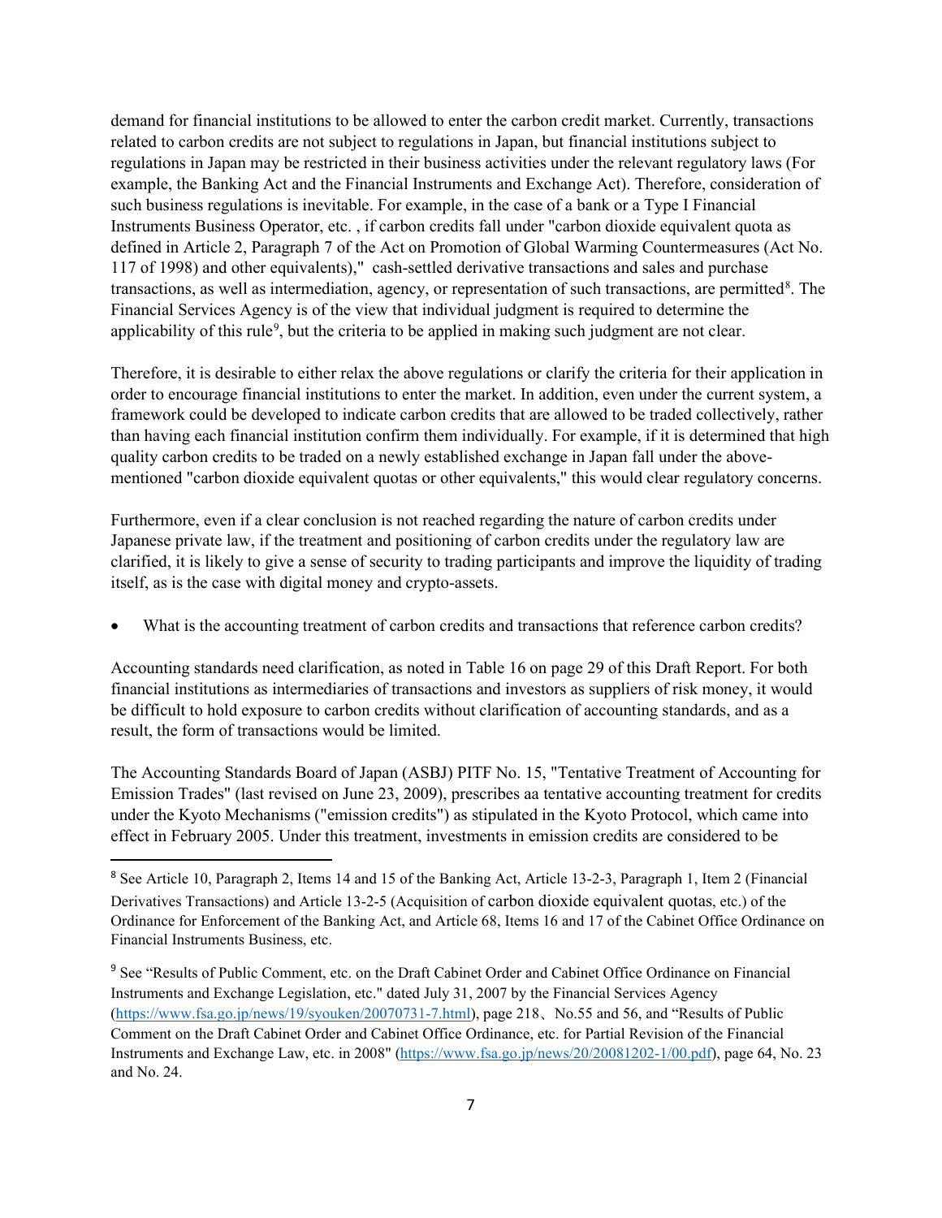demand for financial institutions to be allowed to enter the carbon credit market. Currently, transactions related to carbon credits are not subject to regulations in Japan, but financial institutions subject to regulations in Japan may be restricted in their business activities under the relevant regulatory laws (For example, the Banking Act and the Financial Instruments and Exchange Act). Therefore, consideration of such business regulations is inevitable. For example, in the case of a bank or a Type I Financial Instruments Business Operator, etc. , if carbon credits fall under "carbon dioxide equivalent quota as defined in Article 2, Paragraph 7 of the Act on Promotion of Global Warming Countermeasures (Act No. 117 of 1998) and other equivalents)," cash-settled derivative transactions and sales and purchase transactions, as well as intermediation, agency, or representation of such transactions, are permitted[8]. The Financial Services Agency is of the view that individual judgment is required to determine the applicability of this rule[9], but the criteria to be applied in making such judgment are not clear.

Therefore, it is desirable to either relax the above regulations or clarify the criteria for their application in order to encourage financial institutions to enter the market. In addition, even under the current system, a framework could be developed to indicate carbon credits that are allowed to be traded collectively, rather than having each financial institution confirm them individually. For example, if it is determined that high quality carbon credits to be traded on a newly established exchange in Japan fall under the above-mentioned "carbon dioxide equivalent quotas or other equivalents," this would clear regulatory concerns.

Furthermore, even if a clear conclusion is not reached regarding the nature of carbon credits under Japanese private law, if the treatment and positioning of carbon credits under the regulatory law are clarified, it is likely to give a sense of security to trading participants and improve the liquidity of trading itself, as is the case with digital money and crypto-assets.

- What is the accounting treatment of carbon credits and transactions that reference carbon credits?

Accounting standards need clarification, as noted in Table 16 on page 29 of this Draft Report. For both financial institutions as intermediaries of transactions and investors as suppliers of risk money, it would be difficult to hold exposure to carbon credits without clarification of accounting standards, and as a result, the form of transactions would be limited.

The Accounting Standards Board of Japan (ASBJ) PITF No. 15, "Tentative Treatment of Accounting for Emission Trades" (last revised on June 23, 2009), prescribes aa tentative accounting treatment for credits under the Kyoto Mechanisms ("emission credits") as stipulated in the Kyoto Protocol, which came into effect in February 2005. Under this treatment, investments in emission credits are considered to be

---

[8] See Article 10, Paragraph 2, Items 14 and 15 of the Banking Act, Article 13-2-3, Paragraph 1, Item 2 (Financial Derivatives Transactions) and Article 13-2-5 (Acquisition of carbon dioxide equivalent quotas, etc.) of the Ordinance for Enforcement of the Banking Act, and Article 68, Items 16 and 17 of the Cabinet Office Ordinance on Financial Instruments Business, etc.

[9] See "Results of Public Comment, etc. on the Draft Cabinet Order and Cabinet Office Ordinance on Financial Instruments and Exchange Legislation, etc." dated July 31, 2007 by the Financial Services Agency (https://www.fsa.go.jp/news/19/syouken/20070731-7.html), page 218、No.55 and 56, and "Results of Public Comment on the Draft Cabinet Order and Cabinet Office Ordinance, etc. for Partial Revision of the Financial Instruments and Exchange Law, etc. in 2008" (https://www.fsa.go.jp/news/20/20081202-1/00.pdf), page 64, No. 23 and No. 24.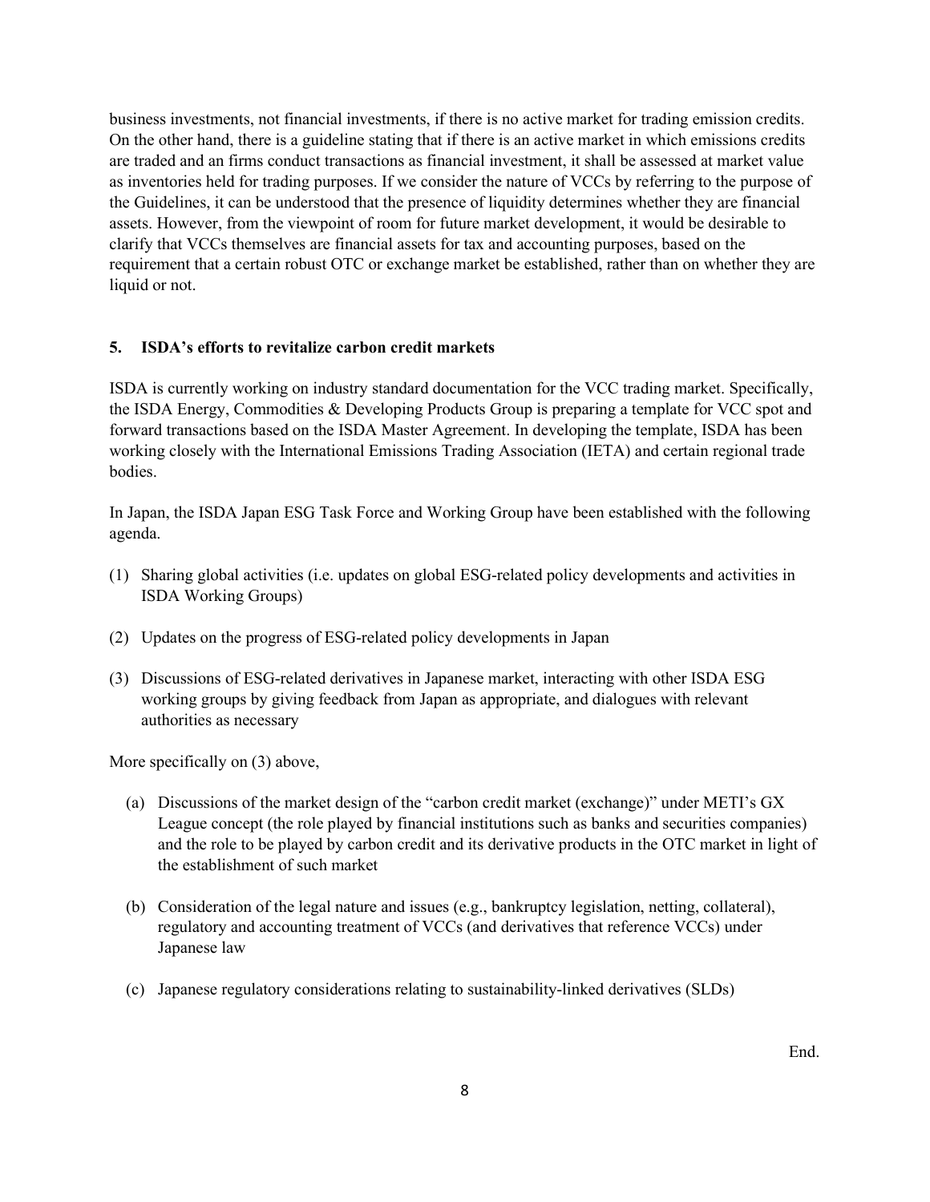business investments, not financial investments, if there is no active market for trading emission credits. On the other hand, there is a guideline stating that if there is an active market in which emissions credits are traded and an firms conduct transactions as financial investment, it shall be assessed at market value as inventories held for trading purposes. If we consider the nature of VCCs by referring to the purpose of the Guidelines, it can be understood that the presence of liquidity determines whether they are financial assets. However, from the viewpoint of room for future market development, it would be desirable to clarify that VCCs themselves are financial assets for tax and accounting purposes, based on the requirement that a certain robust OTC or exchange market be established, rather than on whether they are liquid or not.

## 5. ISDA's efforts to revitalize carbon credit markets

ISDA is currently working on industry standard documentation for the VCC trading market. Specifically, the ISDA Energy, Commodities & Developing Products Group is preparing a template for VCC spot and forward transactions based on the ISDA Master Agreement. In developing the template, ISDA has been working closely with the International Emissions Trading Association (IETA) and certain regional trade bodies.

In Japan, the ISDA Japan ESG Task Force and Working Group have been established with the following agenda.

(1) Sharing global activities (i.e. updates on global ESG-related policy developments and activities in ISDA Working Groups)

(2) Updates on the progress of ESG-related policy developments in Japan

(3) Discussions of ESG-related derivatives in Japanese market, interacting with other ISDA ESG working groups by giving feedback from Japan as appropriate, and dialogues with relevant authorities as necessary

More specifically on (3) above,

(a) Discussions of the market design of the "carbon credit market (exchange)" under METI's GX League concept (the role played by financial institutions such as banks and securities companies) and the role to be played by carbon credit and its derivative products in the OTC market in light of the establishment of such market

(b) Consideration of the legal nature and issues (e.g., bankruptcy legislation, netting, collateral), regulatory and accounting treatment of VCCs (and derivatives that reference VCCs) under Japanese law

(c) Japanese regulatory considerations relating to sustainability-linked derivatives (SLDs)

End.